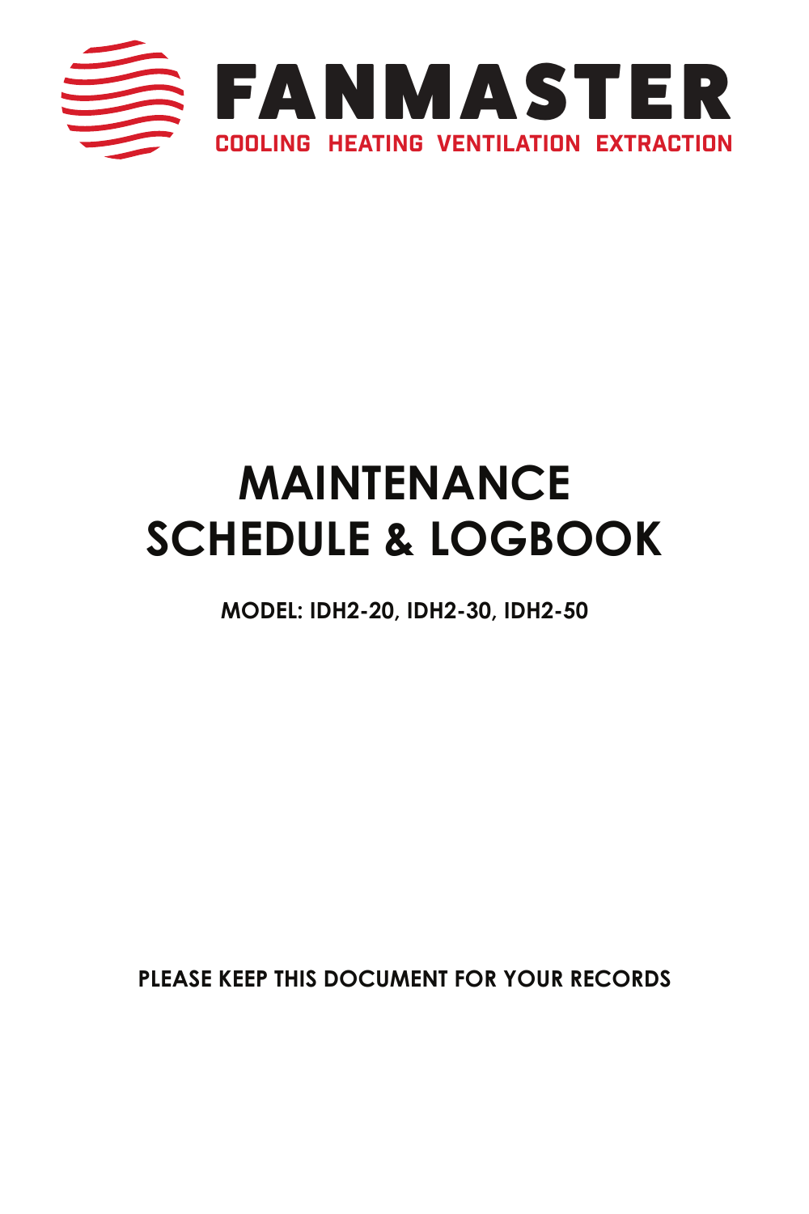**FANMASTER**

COOLING HEATING VENTILATION EXTRACTION

# MAINTENANCE SCHEDULE & LOGBOOK

**MODEL: IDH2-20, IDH2-30, IDH2-50**

**PLEASE KEEP THIS DOCUMENT FOR YOUR RECORDS**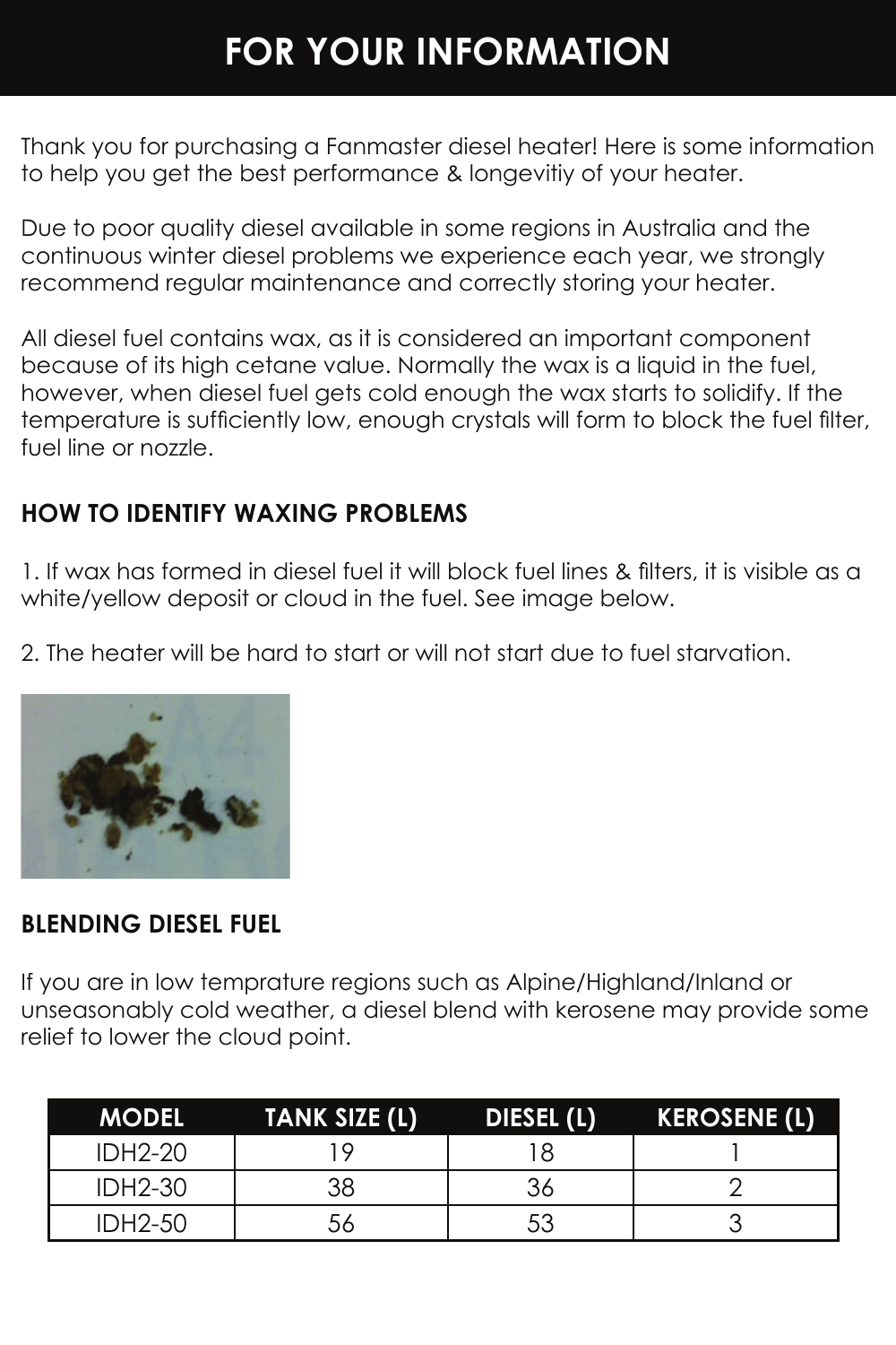# FOR YOUR INFORMATION

Thank you for purchasing a Fanmaster diesel heater! Here is some information to help you get the best performance & longevitiy of your heater.

Due to poor quality diesel available in some regions in Australia and the continuous winter diesel problems we experience each year, we strongly recommend regular maintenance and correctly storing your heater.

All diesel fuel contains wax, as it is considered an important component because of its high cetane value. Normally the wax is a liquid in the fuel, however, when diesel fuel gets cold enough the wax starts to solidify. If the temperature is sufficiently low, enough crystals will form to block the fuel filter, fuel line or nozzle.

## HOW TO IDENTIFY WAXING PROBLEMS

1. If wax has formed in diesel fuel it will block fuel lines & filters, it is visible as a white/yellow deposit or cloud in the fuel. See image below.

2. The heater will be hard to start or will not start due to fuel starvation.

## BLENDING DIESEL FUEL

If you are in low temprature regions such as Alpine/Highland/Inland or unseasonably cold weather, a diesel blend with kerosene may provide some relief to lower the cloud point.

| MODEL | TANK SIZE (L) | DIESEL (L) | KEROSENE (L) |
|---|---|---|---|
| IDH2-20 | 19 | 18 | 1 |
| IDH2-30 | 38 | 36 | 2 |
| IDH2-50 | 56 | 53 | 3 |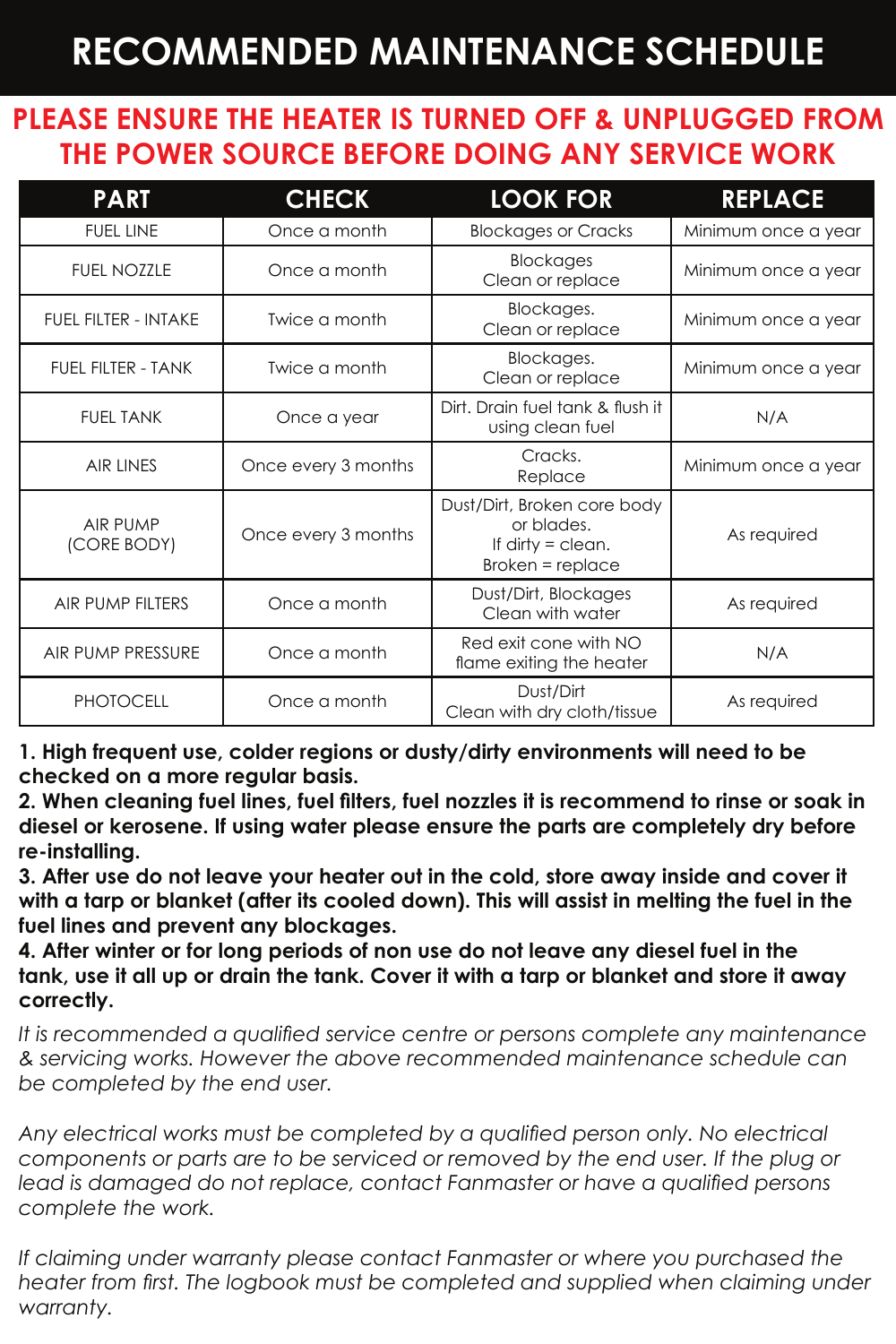# RECOMMENDED MAINTENANCE SCHEDULE

## PLEASE ENSURE THE HEATER IS TURNED OFF & UNPLUGGED FROM THE POWER SOURCE BEFORE DOING ANY SERVICE WORK

| PART | CHECK | LOOK FOR | REPLACE |
|---|---|---|---|
| FUEL LINE | Once a month | Blockages or Cracks | Minimum once a year |
| FUEL NOZZLE | Once a month | Blockages Clean or replace | Minimum once a year |
| FUEL FILTER - INTAKE | Twice a month | Blockages. Clean or replace | Minimum once a year |
| FUEL FILTER - TANK | Twice a month | Blockages. Clean or replace | Minimum once a year |
| FUEL TANK | Once a year | Dirt. Drain fuel tank & flush it using clean fuel | N/A |
| AIR LINES | Once every 3 months | Cracks. Replace | Minimum once a year |
| AIR PUMP (CORE BODY) | Once every 3 months | Dust/Dirt, Broken core body or blades. If dirty = clean. Broken = replace | As required |
| AIR PUMP FILTERS | Once a month | Dust/Dirt, Blockages Clean with water | As required |
| AIR PUMP PRESSURE | Once a month | Red exit cone with NO flame exiting the heater | N/A |
| PHOTOCELL | Once a month | Dust/Dirt Clean with dry cloth/tissue | As required |

**1. High frequent use, colder regions or dusty/dirty environments will need to be checked on a more regular basis.**
**2. When cleaning fuel lines, fuel filters, fuel nozzles it is recommend to rinse or soak in diesel or kerosene. If using water please ensure the parts are completely dry before re-installing.**
**3. After use do not leave your heater out in the cold, store away inside and cover it with a tarp or blanket (after its cooled down). This will assist in melting the fuel in the fuel lines and prevent any blockages.**
**4. After winter or for long periods of non use do not leave any diesel fuel in the tank, use it all up or drain the tank. Cover it with a tarp or blanket and store it away correctly.**

*It is recommended a qualified service centre or persons complete any maintenance & servicing works. However the above recommended maintenance schedule can be completed by the end user.*

*Any electrical works must be completed by a qualified person only. No electrical components or parts are to be serviced or removed by the end user. If the plug or lead is damaged do not replace, contact Fanmaster or have a qualified persons complete the work.*

*If claiming under warranty please contact Fanmaster or where you purchased the heater from first. The logbook must be completed and supplied when claiming under warranty.*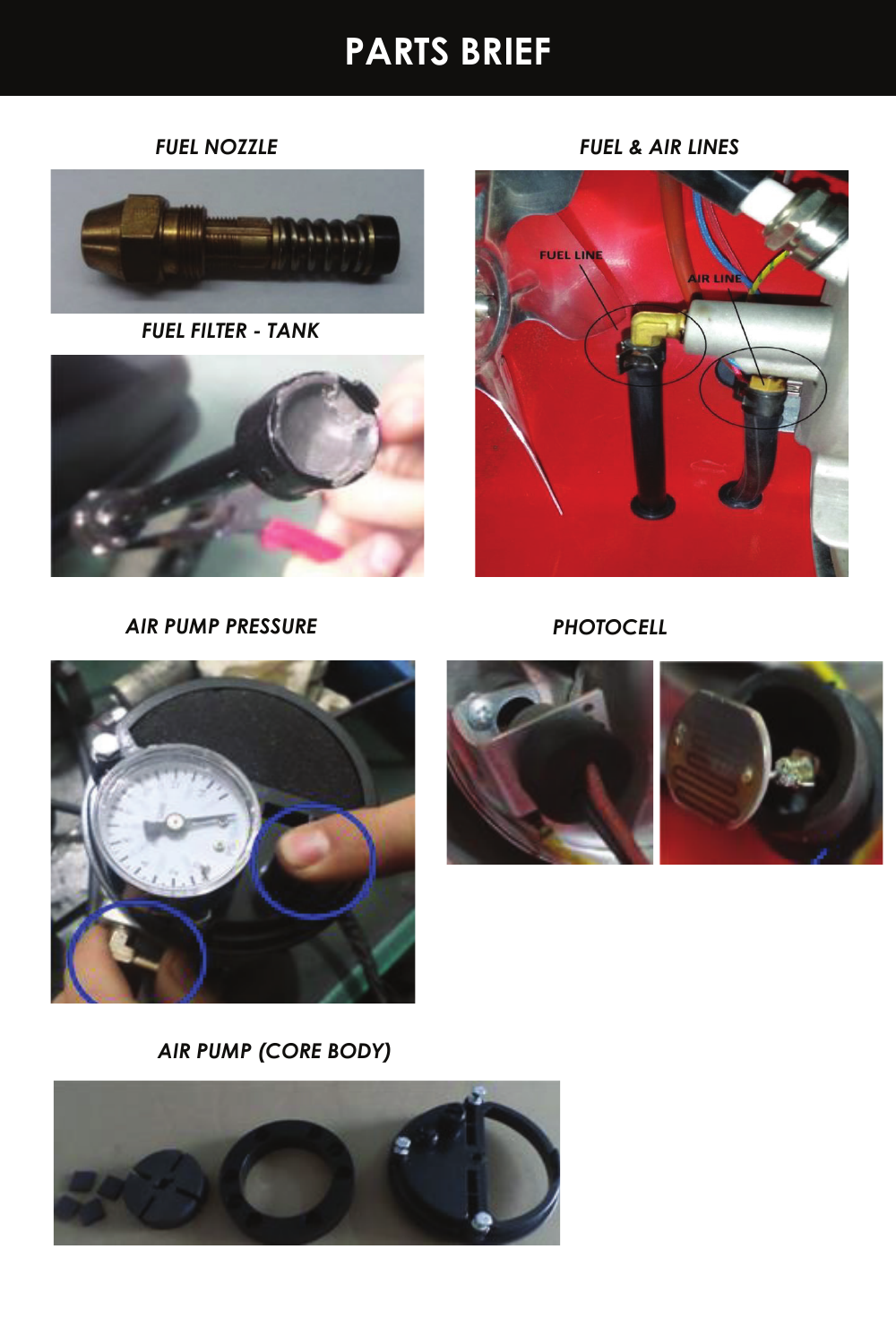# PARTS BRIEF

*FUEL NOZZLE*

*FUEL FILTER - TANK*

*FUEL & AIR LINES*

*AIR PUMP PRESSURE*

*PHOTOCELL*

*AIR PUMP (CORE BODY)*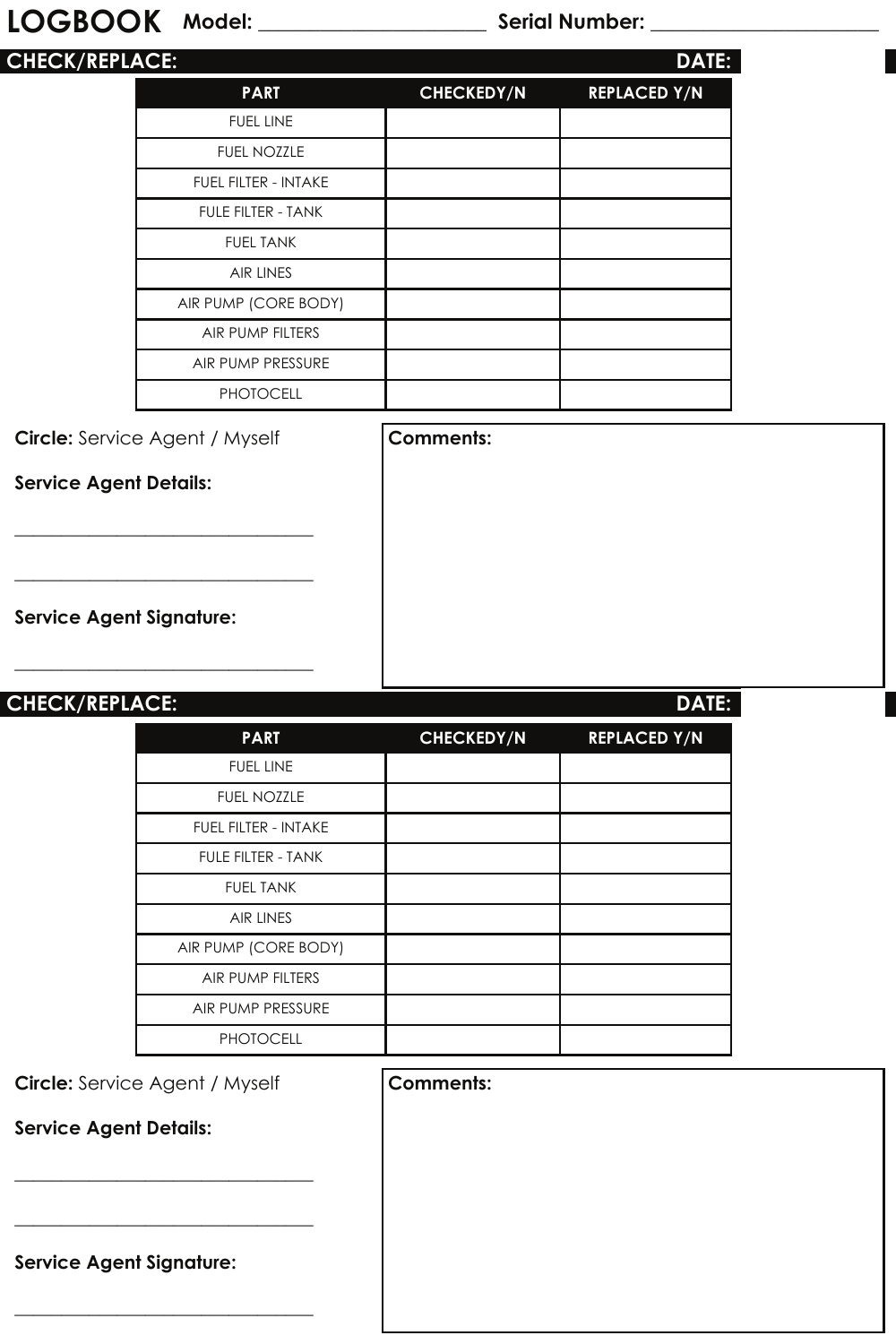# LOGBOOK

**Model:** ______________________ **Serial Number:** ______________________

## CHECK/REPLACE: DATE:

| PART | CHECKEDY/N | REPLACED Y/N |
|---|---|---|
| FUEL LINE | | |
| FUEL NOZZLE | | |
| FUEL FILTER - INTAKE | | |
| FULE FILTER - TANK | | |
| FUEL TANK | | |
| AIR LINES | | |
| AIR PUMP (CORE BODY) | | |
| AIR PUMP FILTERS | | |
| AIR PUMP PRESSURE | | |
| PHOTOCELL | | |

**Circle:** Service Agent / Myself

**Service Agent Details:**

______________________________

______________________________

**Service Agent Signature:**

______________________________

**Comments:**

## CHECK/REPLACE: DATE:

| PART | CHECKEDY/N | REPLACED Y/N |
|---|---|---|
| FUEL LINE | | |
| FUEL NOZZLE | | |
| FUEL FILTER - INTAKE | | |
| FULE FILTER - TANK | | |
| FUEL TANK | | |
| AIR LINES | | |
| AIR PUMP (CORE BODY) | | |
| AIR PUMP FILTERS | | |
| AIR PUMP PRESSURE | | |
| PHOTOCELL | | |

**Circle:** Service Agent / Myself

**Service Agent Details:**

______________________________

______________________________

**Service Agent Signature:**

______________________________

**Comments:**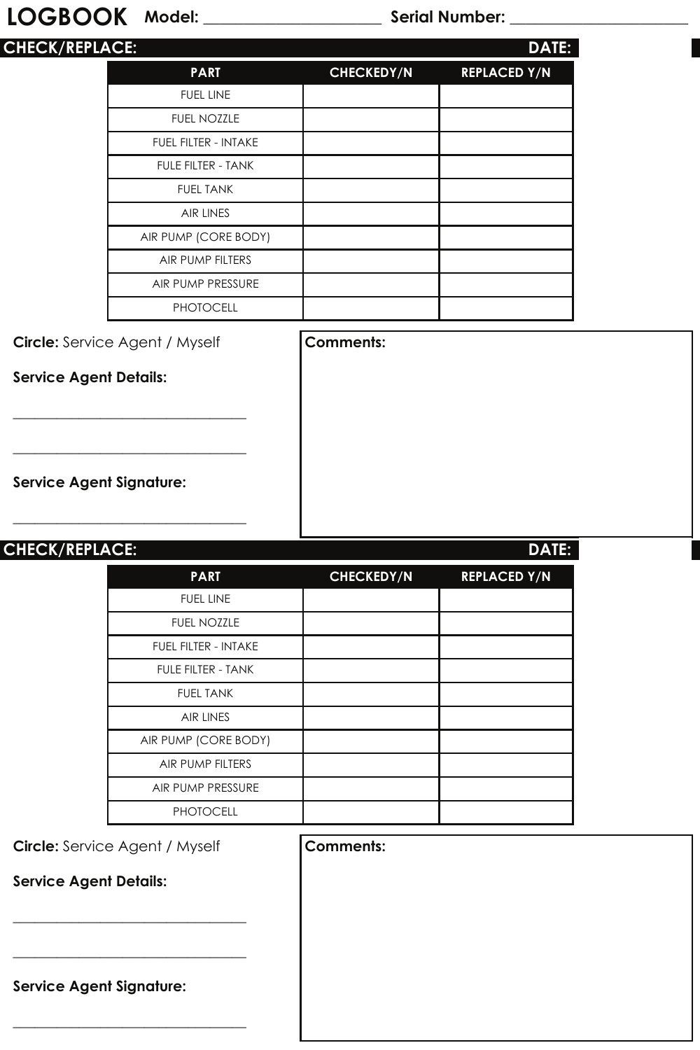# LOGBOOK

**Model:** ______________________ **Serial Number:** ______________________

## CHECK/REPLACE: DATE:

| PART | CHECKEDY/N | REPLACED Y/N |
| --- | --- | --- |
| FUEL LINE | | |
| FUEL NOZZLE | | |
| FUEL FILTER - INTAKE | | |
| FULE FILTER - TANK | | |
| FUEL TANK | | |
| AIR LINES | | |
| AIR PUMP (CORE BODY) | | |
| AIR PUMP FILTERS | | |
| AIR PUMP PRESSURE | | |
| PHOTOCELL | | |

**Circle:** Service Agent / Myself

**Service Agent Details:**

______________________________

______________________________

**Service Agent Signature:**

______________________________

**Comments:**

## CHECK/REPLACE: DATE:

| PART | CHECKEDY/N | REPLACED Y/N |
| --- | --- | --- |
| FUEL LINE | | |
| FUEL NOZZLE | | |
| FUEL FILTER - INTAKE | | |
| FULE FILTER - TANK | | |
| FUEL TANK | | |
| AIR LINES | | |
| AIR PUMP (CORE BODY) | | |
| AIR PUMP FILTERS | | |
| AIR PUMP PRESSURE | | |
| PHOTOCELL | | |

**Circle:** Service Agent / Myself

**Service Agent Details:**

______________________________

______________________________

**Service Agent Signature:**

______________________________

**Comments:**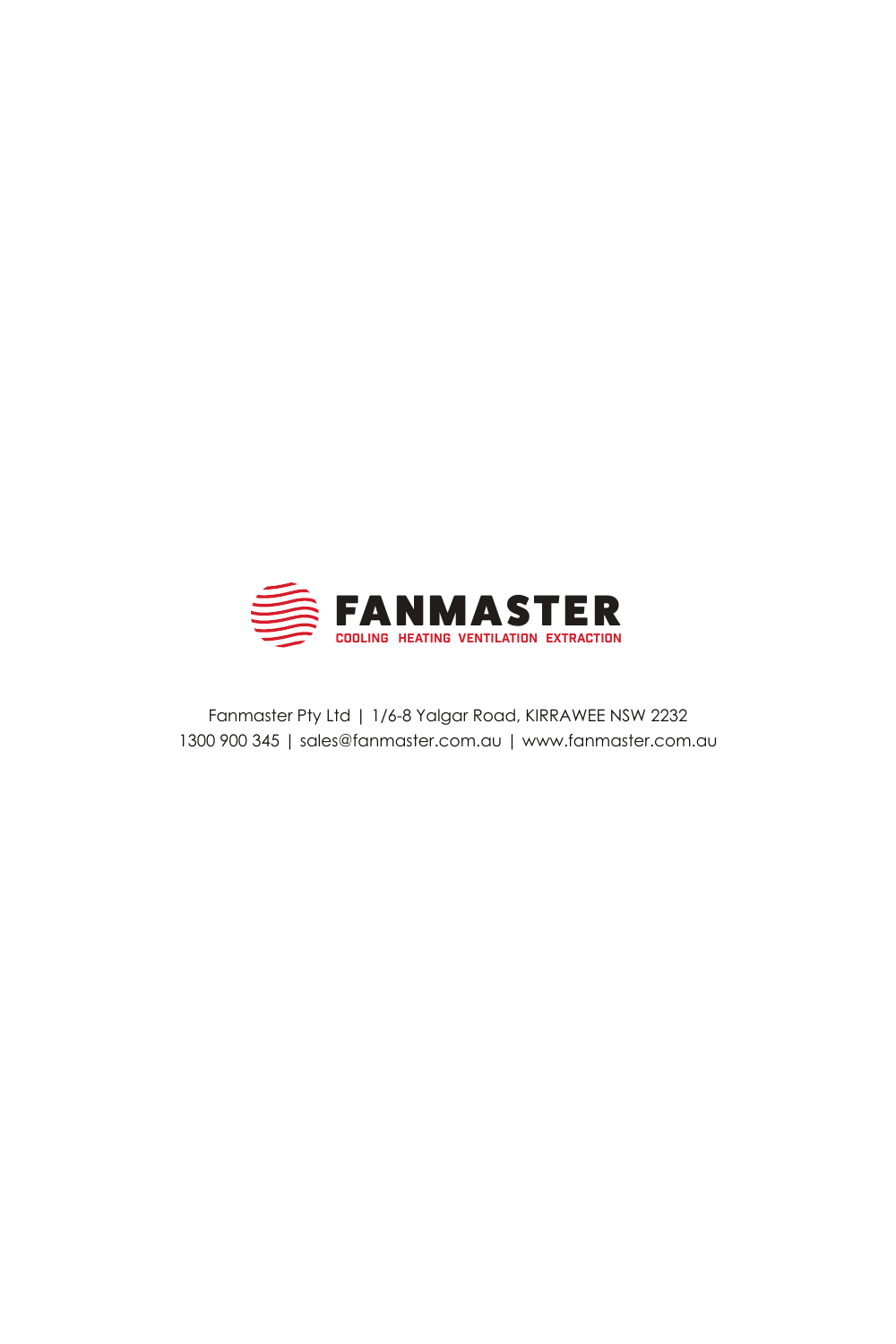FANMASTER

COOLING HEATING VENTILATION EXTRACTION

Fanmaster Pty Ltd | 1/6-8 Yalgar Road, KIRRAWEE NSW 2232

1300 900 345 | sales@fanmaster.com.au | www.fanmaster.com.au